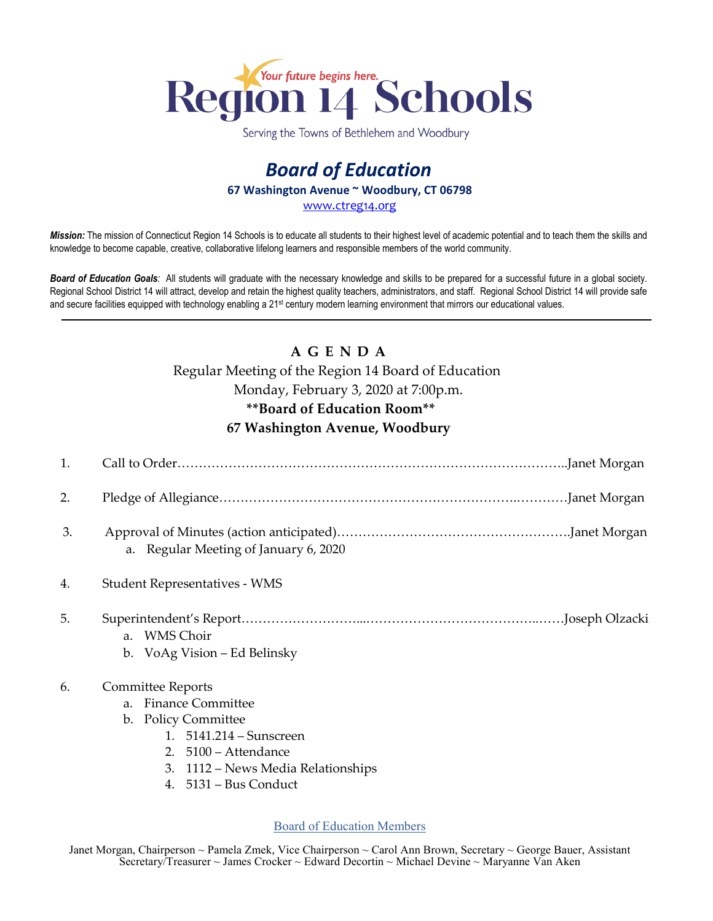# Region 14 Schools

*Your future begins here.*

Serving the Towns of Bethlehem and Woodbury

## *Board of Education*

**67 Washington Avenue ~ Woodbury, CT 06798**

www.ctreg14.org

***Mission:*** The mission of Connecticut Region 14 Schools is to educate all students to their highest level of academic potential and to teach them the skills and knowledge to become capable, creative, collaborative lifelong learners and responsible members of the world community.

***Board of Education Goals**:* All students will graduate with the necessary knowledge and skills to be prepared for a successful future in a global society. Regional School District 14 will attract, develop and retain the highest quality teachers, administrators, and staff. Regional School District 14 will provide safe and secure facilities equipped with technology enabling a 21st century modern learning environment that mirrors our educational values.

---

### A G E N D A

Regular Meeting of the Region 14 Board of Education

Monday, February 3, 2020 at 7:00p.m.

**\*\*Board of Education Room\*\***

**67 Washington Avenue, Woodbury**

1. Call to Order……………………………………………………………………………..Janet Morgan
2. Pledge of Allegiance…………………………………………………………..…………Janet Morgan
3. Approval of Minutes (action anticipated)……………………………………………….Janet Morgan
    a. Regular Meeting of January 6, 2020
4. Student Representatives - WMS
5. Superintendent's Report………………………...…………………………………..……Joseph Olzacki
    a. WMS Choir
    b. VoAg Vision – Ed Belinsky
6. Committee Reports
    a. Finance Committee
    b. Policy Committee
        1. 5141.214 – Sunscreen
        2. 5100 – Attendance
        3. 1112 – News Media Relationships
        4. 5131 – Bus Conduct

Board of Education Members

Janet Morgan, Chairperson ~ Pamela Zmek, Vice Chairperson ~ Carol Ann Brown, Secretary ~ George Bauer, Assistant Secretary/Treasurer ~ James Crocker ~ Edward Decortin ~ Michael Devine ~ Maryanne Van Aken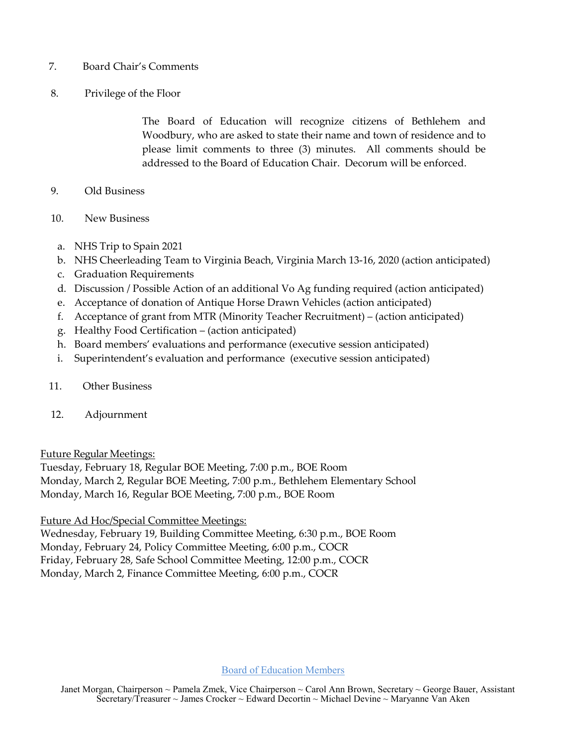7. Board Chair's Comments

8. Privilege of the Floor

   The Board of Education will recognize citizens of Bethlehem and Woodbury, who are asked to state their name and town of residence and to please limit comments to three (3) minutes. All comments should be addressed to the Board of Education Chair. Decorum will be enforced.

9. Old Business

10. New Business

    a. NHS Trip to Spain 2021
    b. NHS Cheerleading Team to Virginia Beach, Virginia March 13-16, 2020 (action anticipated)
    c. Graduation Requirements
    d. Discussion / Possible Action of an additional Vo Ag funding required (action anticipated)
    e. Acceptance of donation of Antique Horse Drawn Vehicles (action anticipated)
    f. Acceptance of grant from MTR (Minority Teacher Recruitment) – (action anticipated)
    g. Healthy Food Certification – (action anticipated)
    h. Board members' evaluations and performance (executive session anticipated)
    i. Superintendent's evaluation and performance (executive session anticipated)

11. Other Business

12. Adjournment

<u>Future Regular Meetings:</u>
Tuesday, February 18, Regular BOE Meeting, 7:00 p.m., BOE Room
Monday, March 2, Regular BOE Meeting, 7:00 p.m., Bethlehem Elementary School
Monday, March 16, Regular BOE Meeting, 7:00 p.m., BOE Room

<u>Future Ad Hoc/Special Committee Meetings:</u>
Wednesday, February 19, Building Committee Meeting, 6:30 p.m., BOE Room
Monday, February 24, Policy Committee Meeting, 6:00 p.m., COCR
Friday, February 28, Safe School Committee Meeting, 12:00 p.m., COCR
Monday, March 2, Finance Committee Meeting, 6:00 p.m., COCR

Board of Education Members

Janet Morgan, Chairperson ~ Pamela Zmek, Vice Chairperson ~ Carol Ann Brown, Secretary ~ George Bauer, Assistant Secretary/Treasurer ~ James Crocker ~ Edward Decortin ~ Michael Devine ~ Maryanne Van Aken